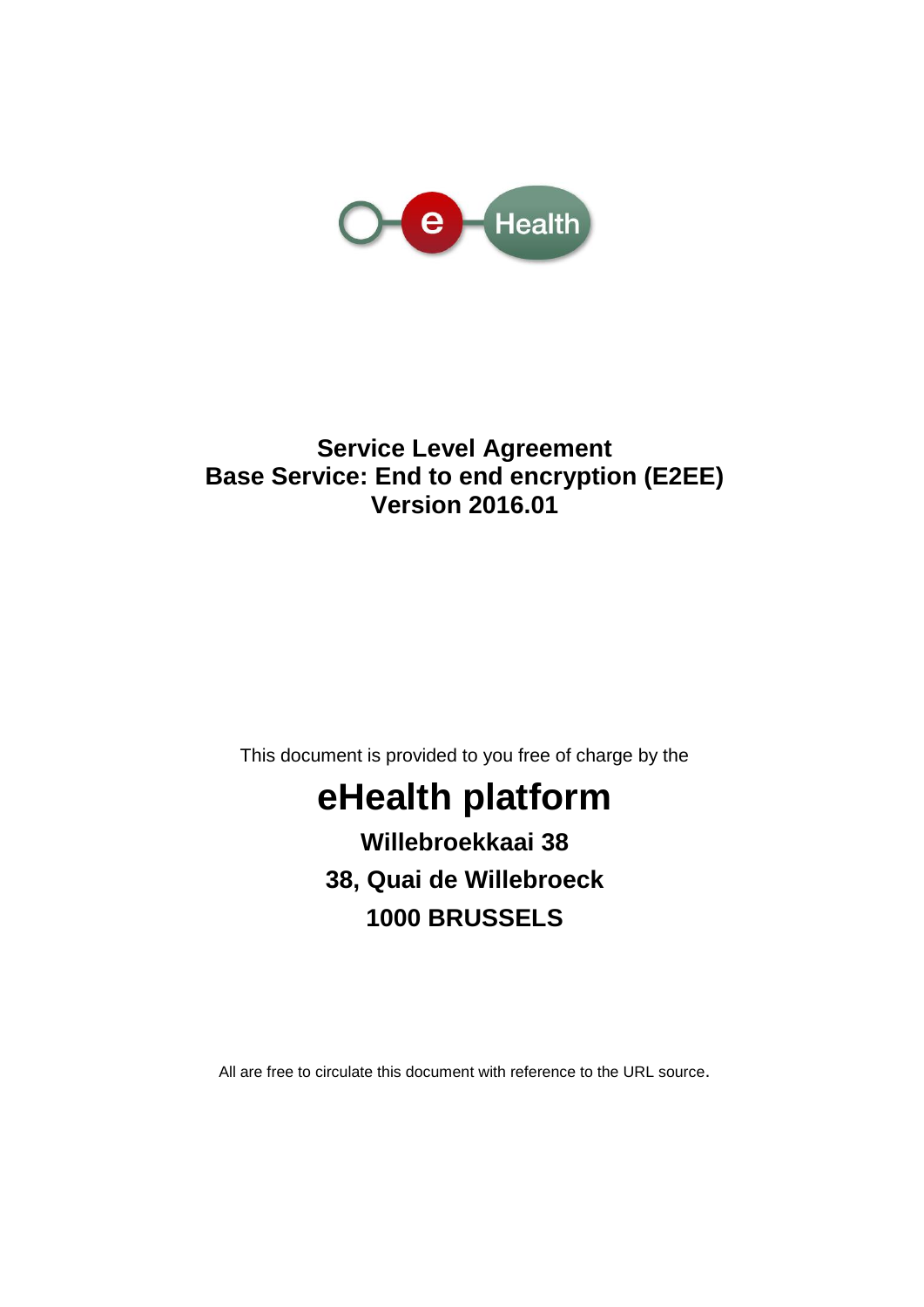# Service Level Agreement
# Base Service: End to end encryption (E2EE)
# Version 2016.01

This document is provided to you free of charge by the

## eHealth platform

**Willebroekkaai 38**

**38, Quai de Willebroeck**

**1000 BRUSSELS**

All are free to circulate this document with reference to the URL source.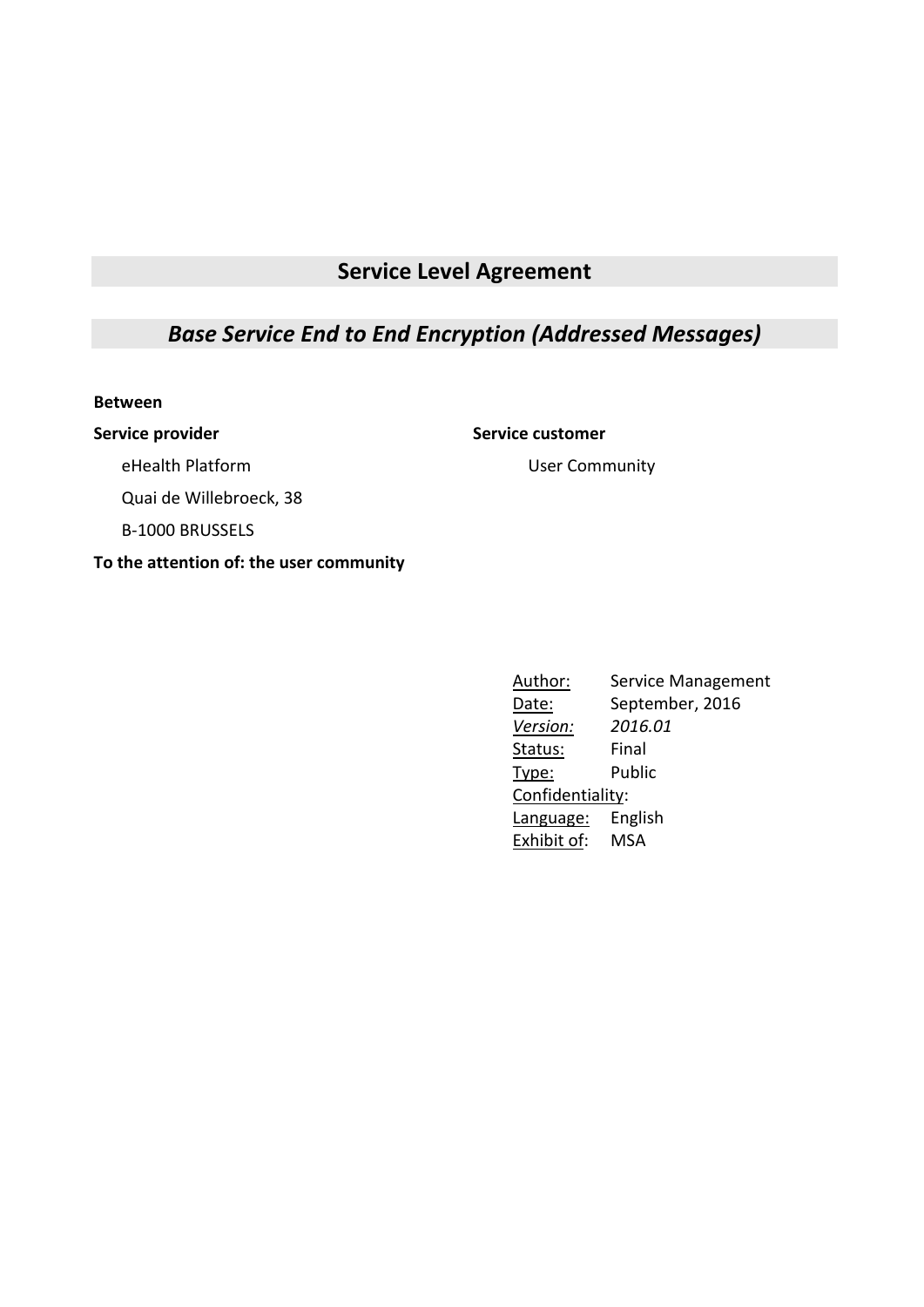# Service Level Agreement

## *Base Service End to End Encryption (Addressed Messages)*

**Between**

| **Service provider** | **Service customer** |
|---|---|
| eHealth Platform | User Community |
| Quai de Willebroeck, 38 | |
| B-1000 BRUSSELS | |

**To the attention of: the user community**

| | |
|---|---|
| Author: | Service Management |
| Date: | September, 2016 |
| *Version:* | *2016.01* |
| Status: | Final |
| Type: | Public |
| Confidentiality: | |
| Language: | English |
| Exhibit of: | MSA |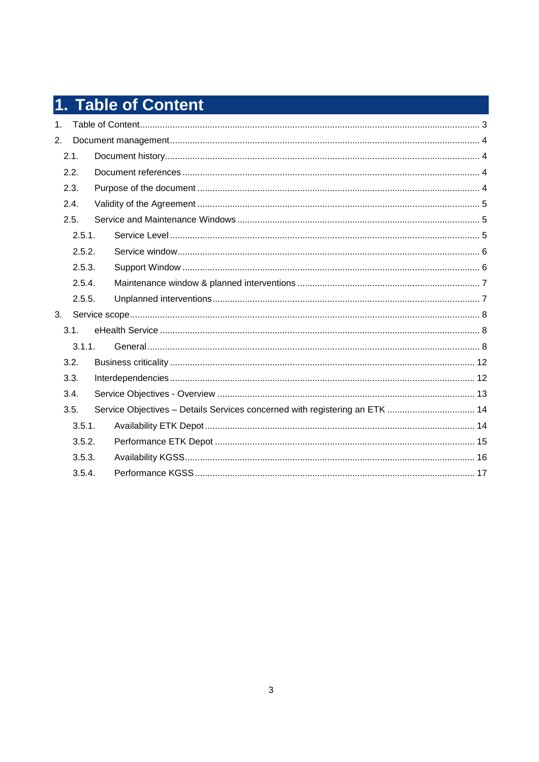# 1. Table of Content

1. Table of Content ... 3
2. Document management ... 4
   - 2.1. Document history ... 4
   - 2.2. Document references ... 4
   - 2.3. Purpose of the document ... 4
   - 2.4. Validity of the Agreement ... 5
   - 2.5. Service and Maintenance Windows ... 5
     - 2.5.1. Service Level ... 5
     - 2.5.2. Service window ... 6
     - 2.5.3. Support Window ... 6
     - 2.5.4. Maintenance window & planned interventions ... 7
     - 2.5.5. Unplanned interventions ... 7
3. Service scope ... 8
   - 3.1. eHealth Service ... 8
     - 3.1.1. General ... 8
   - 3.2. Business criticality ... 12
   - 3.3. Interdependencies ... 12
   - 3.4. Service Objectives - Overview ... 13
   - 3.5. Service Objectives – Details Services concerned with registering an ETK ... 14
     - 3.5.1. Availability ETK Depot ... 14
     - 3.5.2. Performance ETK Depot ... 15
     - 3.5.3. Availability KGSS ... 16
     - 3.5.4. Performance KGSS ... 17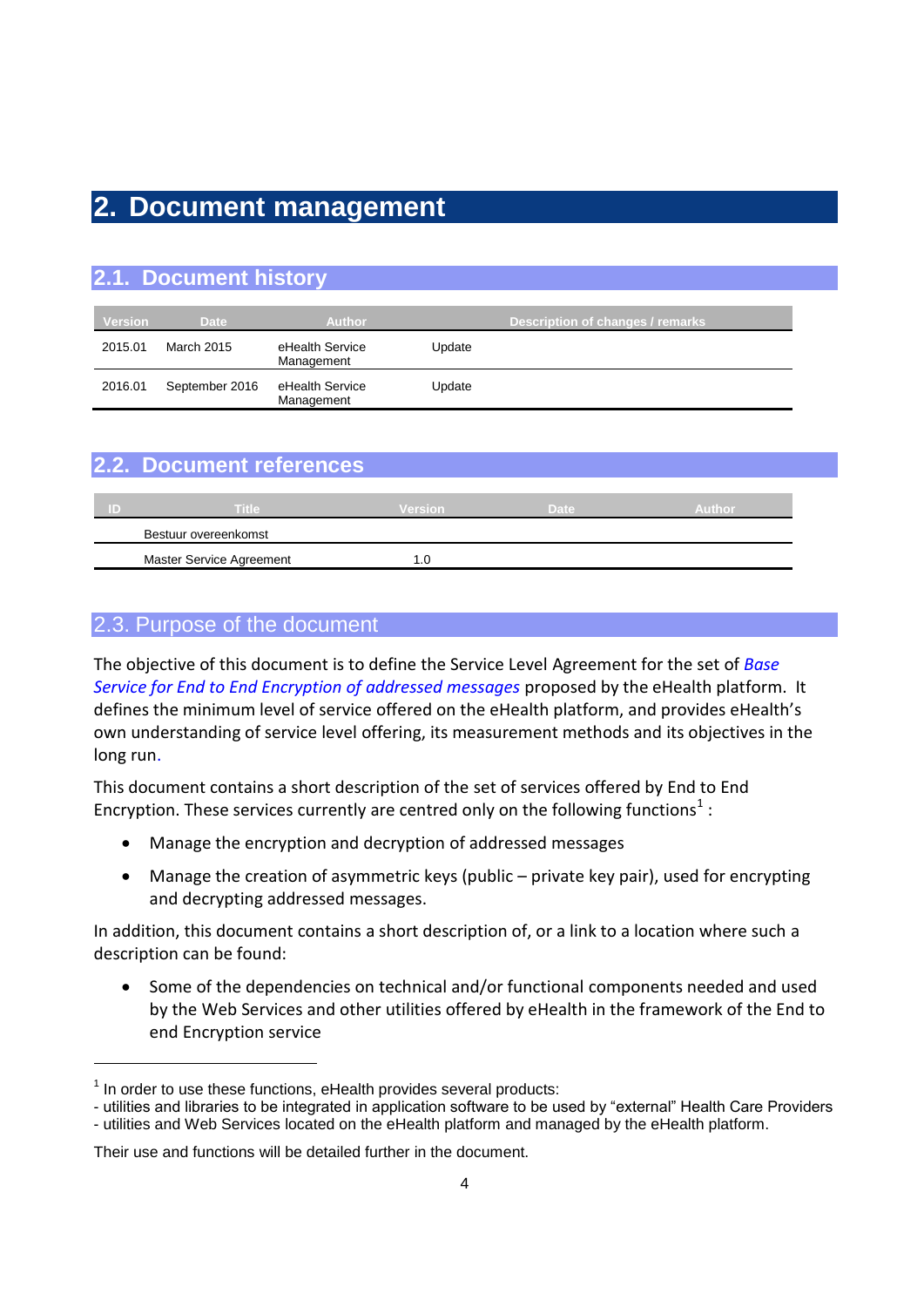# 2. Document management

## 2.1. Document history

| Version | Date | Author | Description of changes / remarks |
|---|---|---|---|
| 2015.01 | March 2015 | eHealth Service Management | Update |
| 2016.01 | September 2016 | eHealth Service Management | Update |

## 2.2. Document references

| ID | Title | Version | Date | Author |
|---|---|---|---|---|
| | Bestuur overeenkomst | | | |
| | Master Service Agreement | 1.0 | | |

## 2.3. Purpose of the document

The objective of this document is to define the Service Level Agreement for the set of *Base Service for End to End Encryption of addressed messages* proposed by the eHealth platform. It defines the minimum level of service offered on the eHealth platform, and provides eHealth's own understanding of service level offering, its measurement methods and its objectives in the long run.

This document contains a short description of the set of services offered by End to End Encryption. These services currently are centred only on the following functions[1] :

- Manage the encryption and decryption of addressed messages
- Manage the creation of asymmetric keys (public – private key pair), used for encrypting and decrypting addressed messages.

In addition, this document contains a short description of, or a link to a location where such a description can be found:

- Some of the dependencies on technical and/or functional components needed and used by the Web Services and other utilities offered by eHealth in the framework of the End to end Encryption service

---

[1] In order to use these functions, eHealth provides several products:
- utilities and libraries to be integrated in application software to be used by "external" Health Care Providers
- utilities and Web Services located on the eHealth platform and managed by the eHealth platform.

Their use and functions will be detailed further in the document.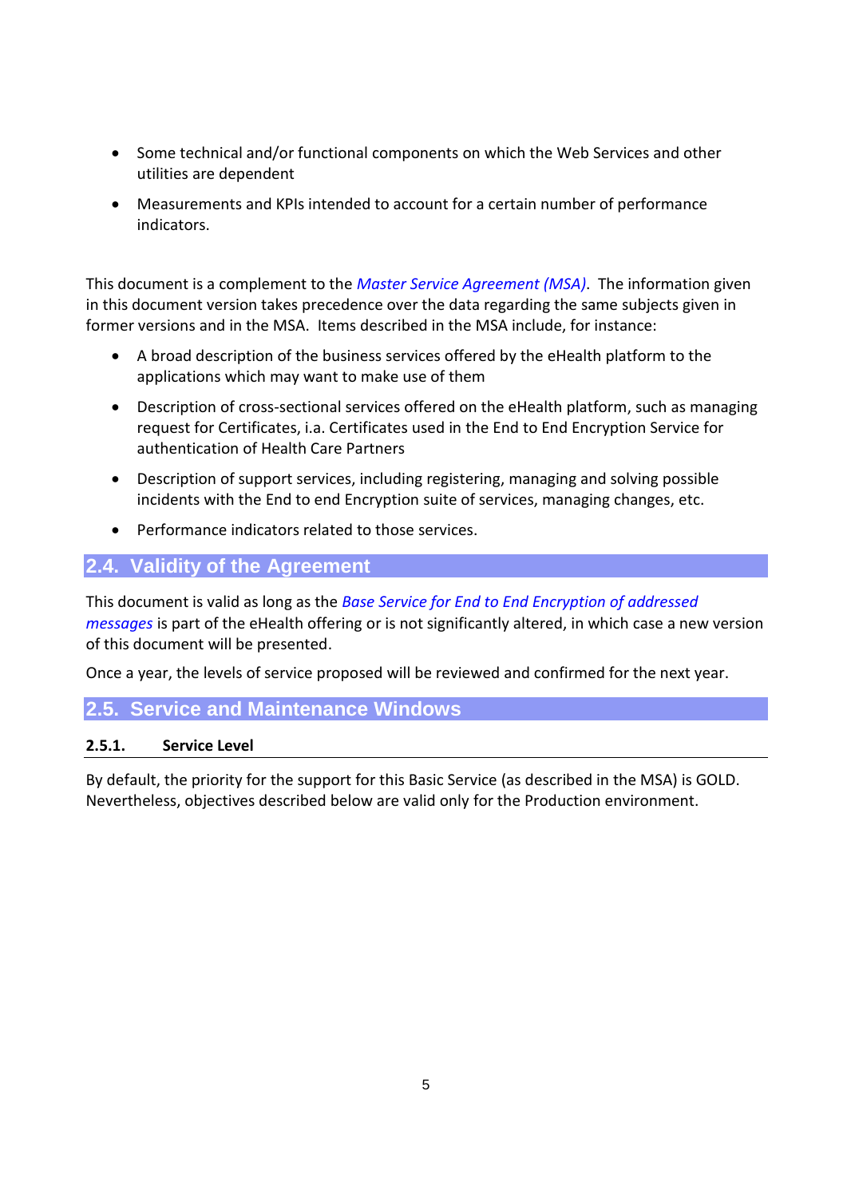- Some technical and/or functional components on which the Web Services and other utilities are dependent
- Measurements and KPIs intended to account for a certain number of performance indicators.

This document is a complement to the *Master Service Agreement (MSA)*. The information given in this document version takes precedence over the data regarding the same subjects given in former versions and in the MSA. Items described in the MSA include, for instance:

- A broad description of the business services offered by the eHealth platform to the applications which may want to make use of them
- Description of cross-sectional services offered on the eHealth platform, such as managing request for Certificates, i.a. Certificates used in the End to End Encryption Service for authentication of Health Care Partners
- Description of support services, including registering, managing and solving possible incidents with the End to end Encryption suite of services, managing changes, etc.
- Performance indicators related to those services.

## 2.4. Validity of the Agreement

This document is valid as long as the *Base Service for End to End Encryption of addressed messages* is part of the eHealth offering or is not significantly altered, in which case a new version of this document will be presented.

Once a year, the levels of service proposed will be reviewed and confirmed for the next year.

## 2.5. Service and Maintenance Windows

### 2.5.1. Service Level

By default, the priority for the support for this Basic Service (as described in the MSA) is GOLD. Nevertheless, objectives described below are valid only for the Production environment.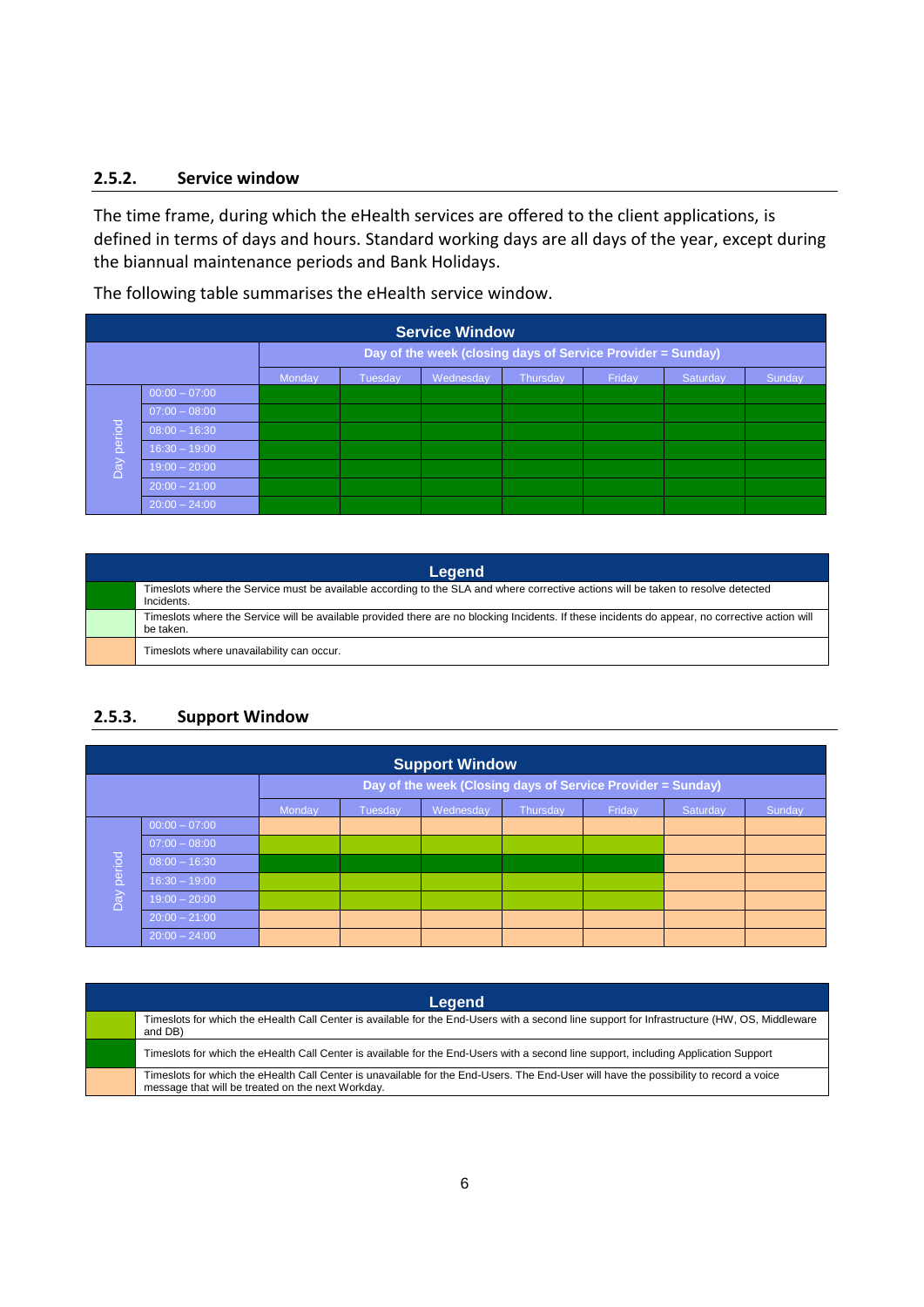### 2.5.2. Service window

The time frame, during which the eHealth services are offered to the client applications, is defined in terms of days and hours. Standard working days are all days of the year, except during the biannual maintenance periods and Bank Holidays.

The following table summarises the eHealth service window.

| Service Window | | | | | | | | |
|---|---|---|---|---|---|---|---|---|
| | | Day of the week (closing days of Service Provider = Sunday) | | | | | | |
| | | Monday | Tuesday | Wednesday | Thursday | Friday | Saturday | Sunday |
| Day period | 00:00 – 07:00 | Dark green | Dark green | Dark green | Dark green | Dark green | Dark green | Dark green |
| | 07:00 – 08:00 | Dark green | Dark green | Dark green | Dark green | Dark green | Dark green | Dark green |
| | 08:00 – 16:30 | Dark green | Dark green | Dark green | Dark green | Dark green | Dark green | Dark green |
| | 16:30 – 19:00 | Dark green | Dark green | Dark green | Dark green | Dark green | Dark green | Dark green |
| | 19:00 – 20:00 | Dark green | Dark green | Dark green | Dark green | Dark green | Dark green | Dark green |
| | 20:00 – 21:00 | Dark green | Dark green | Dark green | Dark green | Dark green | Dark green | Dark green |
| | 20:00 – 24:00 | Dark green | Dark green | Dark green | Dark green | Dark green | Dark green | Dark green |

| Legend | |
|---|---|
| Dark green | Timeslots where the Service must be available according to the SLA and where corrective actions will be taken to resolve detected Incidents. |
| Light green | Timeslots where the Service will be available provided there are no blocking Incidents. If these incidents do appear, no corrective action will be taken. |
| Orange | Timeslots where unavailability can occur. |

### 2.5.3. Support Window

| Support Window | | | | | | | | |
|---|---|---|---|---|---|---|---|---|
| | | Day of the week (Closing days of Service Provider = Sunday) | | | | | | |
| | | Monday | Tuesday | Wednesday | Thursday | Friday | Saturday | Sunday |
| Day period | 00:00 – 07:00 | Orange | Orange | Orange | Orange | Orange | Orange | Orange |
| | 07:00 – 08:00 | Light green | Light green | Light green | Light green | Light green | Orange | Orange |
| | 08:00 – 16:30 | Dark green | Dark green | Dark green | Dark green | Dark green | Orange | Orange |
| | 16:30 – 19:00 | Light green | Light green | Light green | Light green | Light green | Orange | Orange |
| | 19:00 – 20:00 | Light green | Light green | Light green | Light green | Light green | Orange | Orange |
| | 20:00 – 21:00 | Orange | Orange | Orange | Orange | Orange | Orange | Orange |
| | 20:00 – 24:00 | Orange | Orange | Orange | Orange | Orange | Orange | Orange |

| Legend | |
|---|---|
| Light green | Timeslots for which the eHealth Call Center is available for the End-Users with a second line support for Infrastructure (HW, OS, Middleware and DB) |
| Dark green | Timeslots for which the eHealth Call Center is available for the End-Users with a second line support, including Application Support |
| Orange | Timeslots for which the eHealth Call Center is unavailable for the End-Users. The End-User will have the possibility to record a voice message that will be treated on the next Workday. |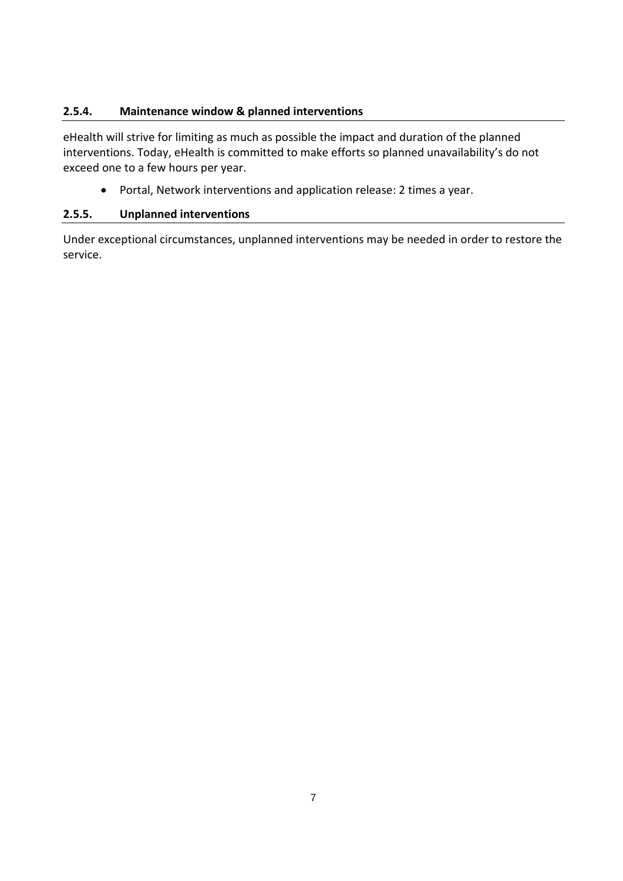### 2.5.4. Maintenance window & planned interventions

eHealth will strive for limiting as much as possible the impact and duration of the planned interventions. Today, eHealth is committed to make efforts so planned unavailability's do not exceed one to a few hours per year.

- Portal, Network interventions and application release: 2 times a year.

### 2.5.5. Unplanned interventions

Under exceptional circumstances, unplanned interventions may be needed in order to restore the service.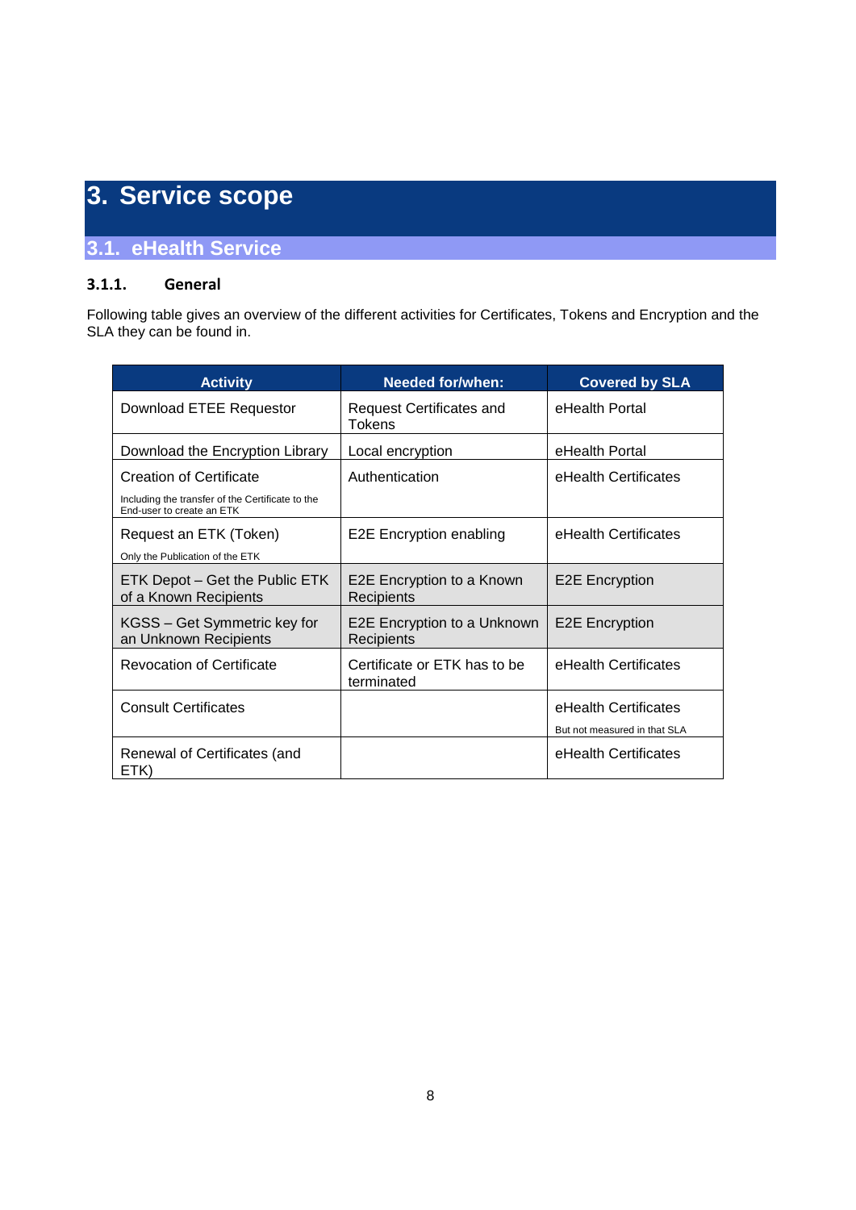# 3. Service scope

## 3.1. eHealth Service

### 3.1.1. General

Following table gives an overview of the different activities for Certificates, Tokens and Encryption and the SLA they can be found in.

| Activity | Needed for/when: | Covered by SLA |
|---|---|---|
| Download ETEE Requestor | Request Certificates and Tokens | eHealth Portal |
| Download the Encryption Library | Local encryption | eHealth Portal |
| Creation of Certificate<br>Including the transfer of the Certificate to the End-user to create an ETK | Authentication | eHealth Certificates |
| Request an ETK (Token)<br>Only the Publication of the ETK | E2E Encryption enabling | eHealth Certificates |
| ETK Depot – Get the Public ETK of a Known Recipients | E2E Encryption to a Known Recipients | E2E Encryption |
| KGSS – Get Symmetric key for an Unknown Recipients | E2E Encryption to a Unknown Recipients | E2E Encryption |
| Revocation of Certificate | Certificate or ETK has to be terminated | eHealth Certificates |
| Consult Certificates | | eHealth Certificates<br>But not measured in that SLA |
| Renewal of Certificates (and ETK) | | eHealth Certificates |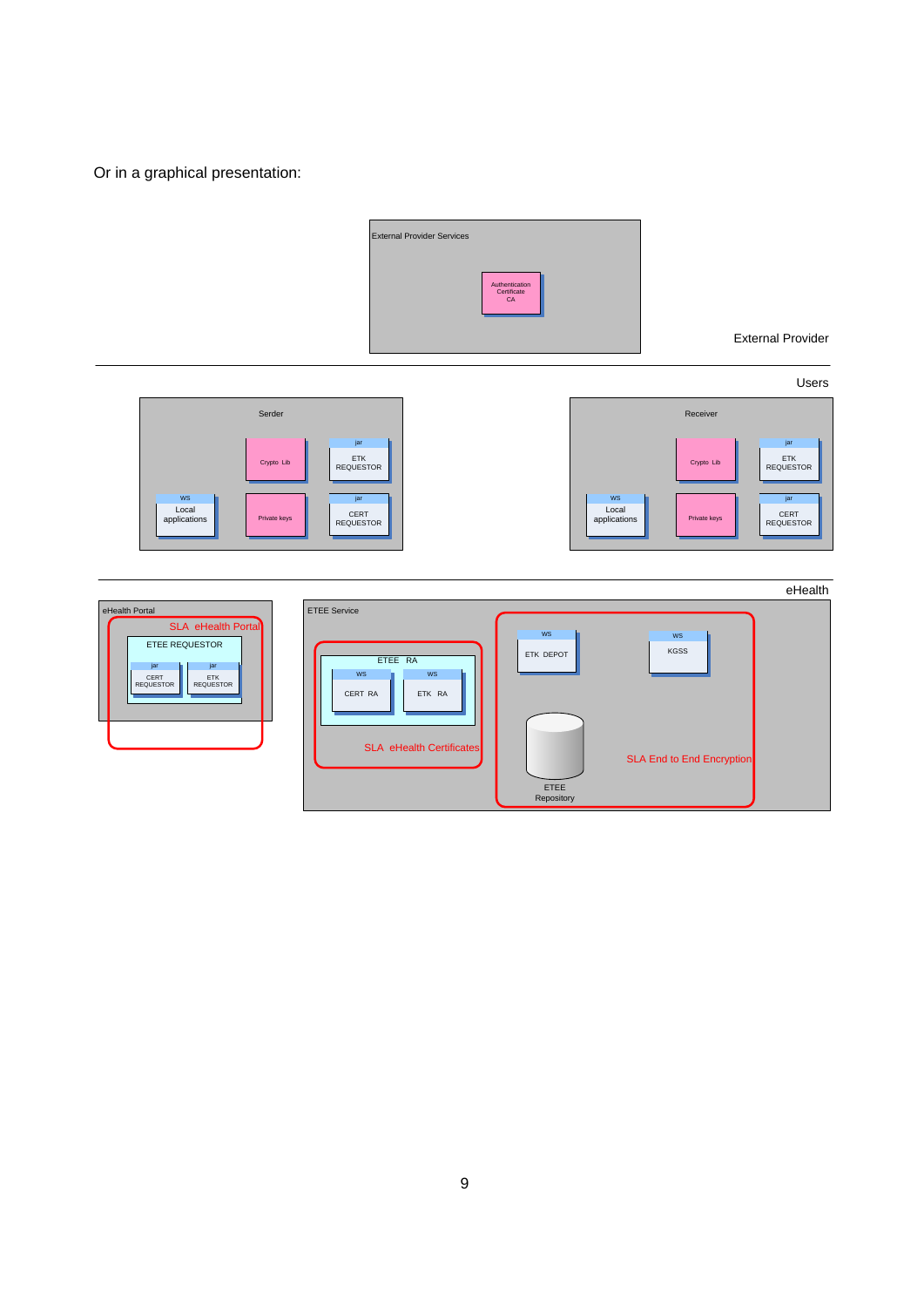Or in a graphical presentation:

External Provider Services

Authentication Certificate CA

External Provider

Users

Serder

Crypto Lib

jar ETK REQUESTOR

WS Local applications

Private keys

jar CERT REQUESTOR

Receiver

Crypto Lib

jar ETK REQUESTOR

WS Local applications

Private keys

jar CERT REQUESTOR

eHealth

eHealth Portal

SLA eHealth Portal

ETEE REQUESTOR

jar CERT REQUESTOR

jar ETK REQUESTOR

ETEE Service

ETEE RA

WS CERT RA

WS ETK RA

SLA eHealth Certificates

WS ETK DEPOT

WS KGSS

ETEE Repository

SLA End to End Encryption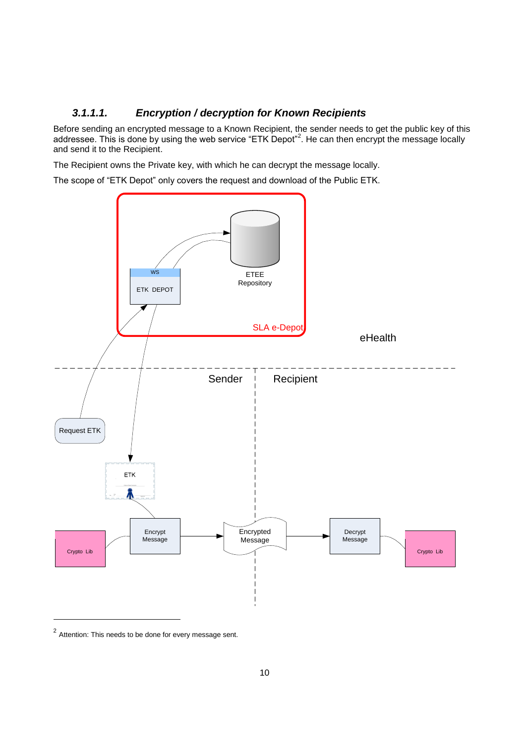#### 3.1.1.1. Encryption / decryption for Known Recipients

Before sending an encrypted message to a Known Recipient, the sender needs to get the public key of this addressee. This is done by using the web service "ETK Depot"[2]. He can then encrypt the message locally and send it to the Recipient.

The Recipient owns the Private key, with which he can decrypt the message locally.

The scope of "ETK Depot" only covers the request and download of the Public ETK.

WS

ETK DEPOT

ETEE Repository

SLA e-Depot

eHealth

Sender

Recipient

Request ETK

ETK

Crypto Lib

Encrypt Message

Encrypted Message

Decrypt Message

Crypto Lib

---

[2] Attention: This needs to be done for every message sent.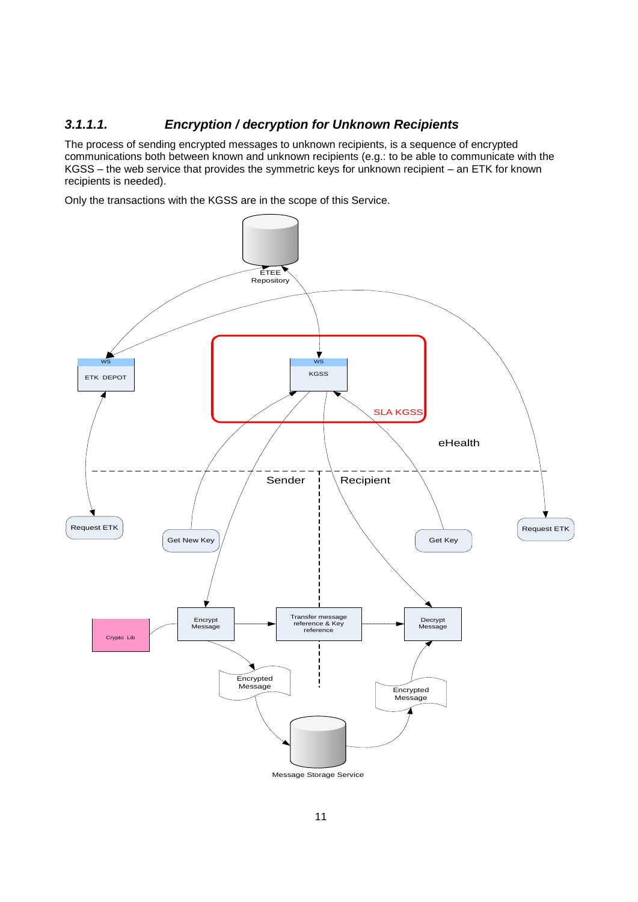#### 3.1.1.1. *Encryption / decryption for Unknown Recipients*

The process of sending encrypted messages to unknown recipients, is a sequence of encrypted communications both between known and unknown recipients (e.g.: to be able to communicate with the KGSS – the web service that provides the symmetric keys for unknown recipient – an ETK for known recipients is needed).

Only the transactions with the KGSS are in the scope of this Service.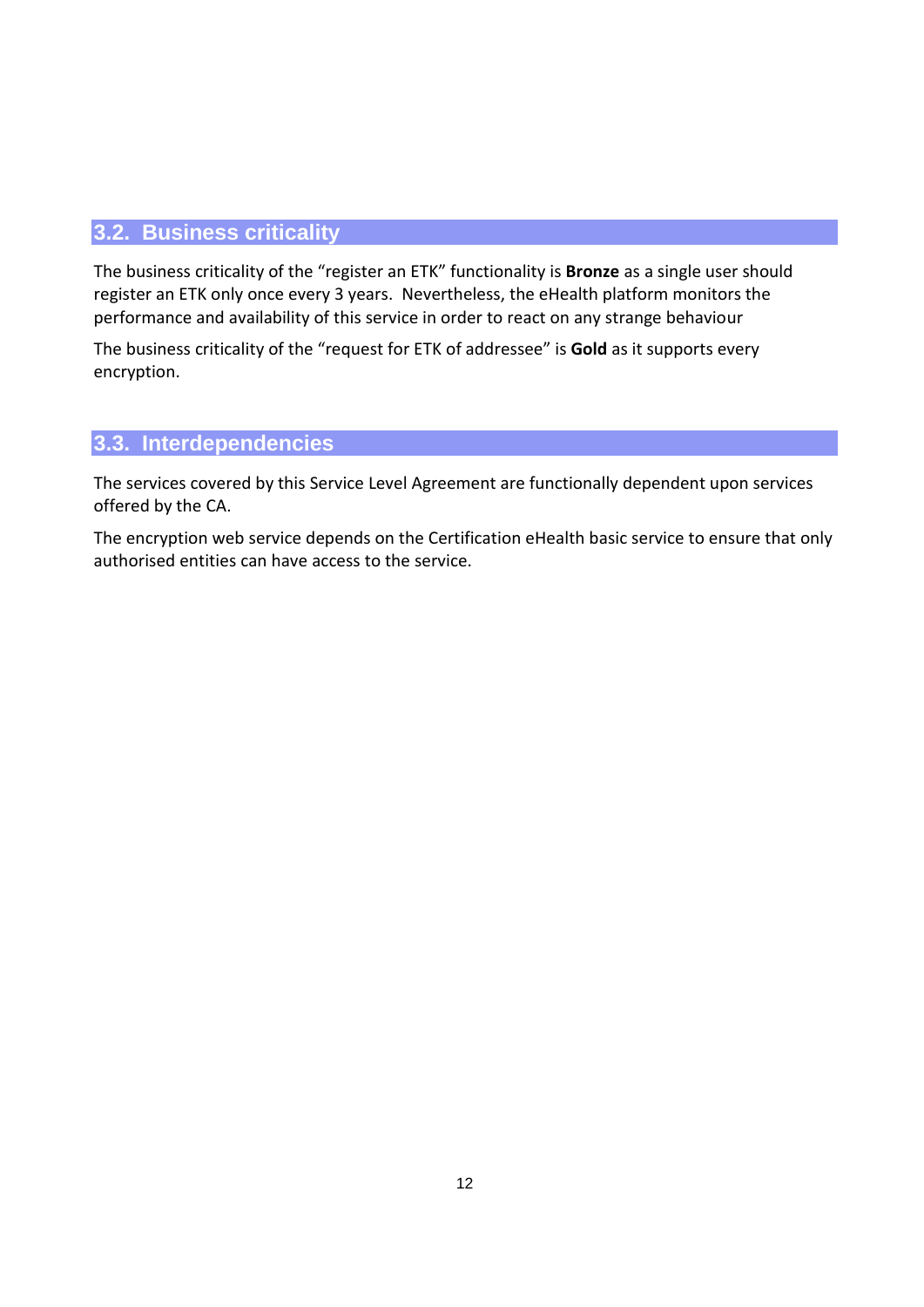## 3.2. Business criticality

The business criticality of the “register an ETK” functionality is **Bronze** as a single user should register an ETK only once every 3 years. Nevertheless, the eHealth platform monitors the performance and availability of this service in order to react on any strange behaviour

The business criticality of the “request for ETK of addressee” is **Gold** as it supports every encryption.

## 3.3. Interdependencies

The services covered by this Service Level Agreement are functionally dependent upon services offered by the CA.

The encryption web service depends on the Certification eHealth basic service to ensure that only authorised entities can have access to the service.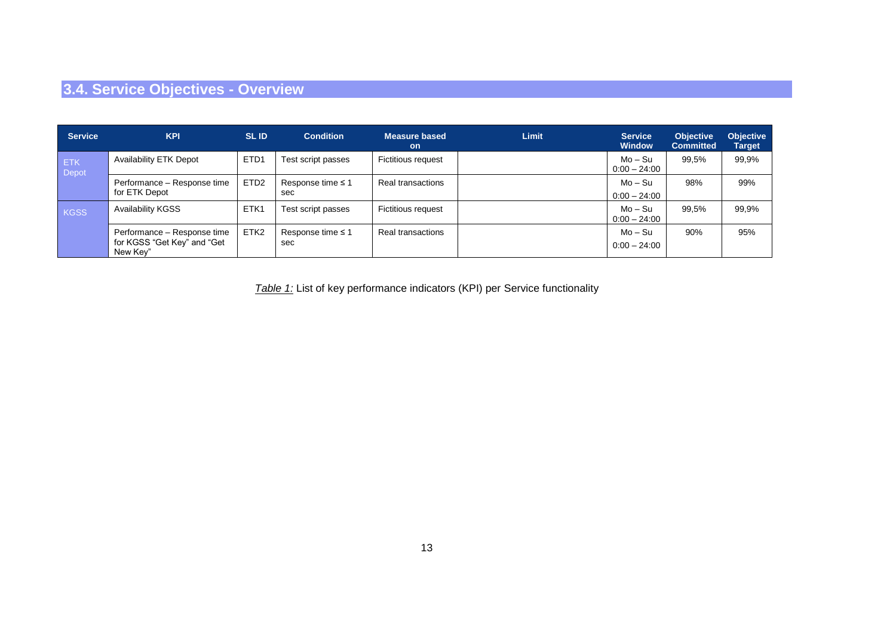## 3.4. Service Objectives - Overview

| Service | KPI | SL ID | Condition | Measure based on | Limit | Service Window | Objective Committed | Objective Target |
|---|---|---|---|---|---|---|---|---|
| ETK Depot | Availability ETK Depot | ETD1 | Test script passes | Fictitious request | | Mo – Su 0:00 – 24:00 | 99,5% | 99,9% |
| | Performance – Response time for ETK Depot | ETD2 | Response time ≤ 1 sec | Real transactions | | Mo – Su 0:00 – 24:00 | 98% | 99% |
| KGSS | Availability KGSS | ETK1 | Test script passes | Fictitious request | | Mo – Su 0:00 – 24:00 | 99,5% | 99,9% |
| | Performance – Response time for KGSS "Get Key" and "Get New Key" | ETK2 | Response time ≤ 1 sec | Real transactions | | Mo – Su 0:00 – 24:00 | 90% | 95% |

*Table 1:* List of key performance indicators (KPI) per Service functionality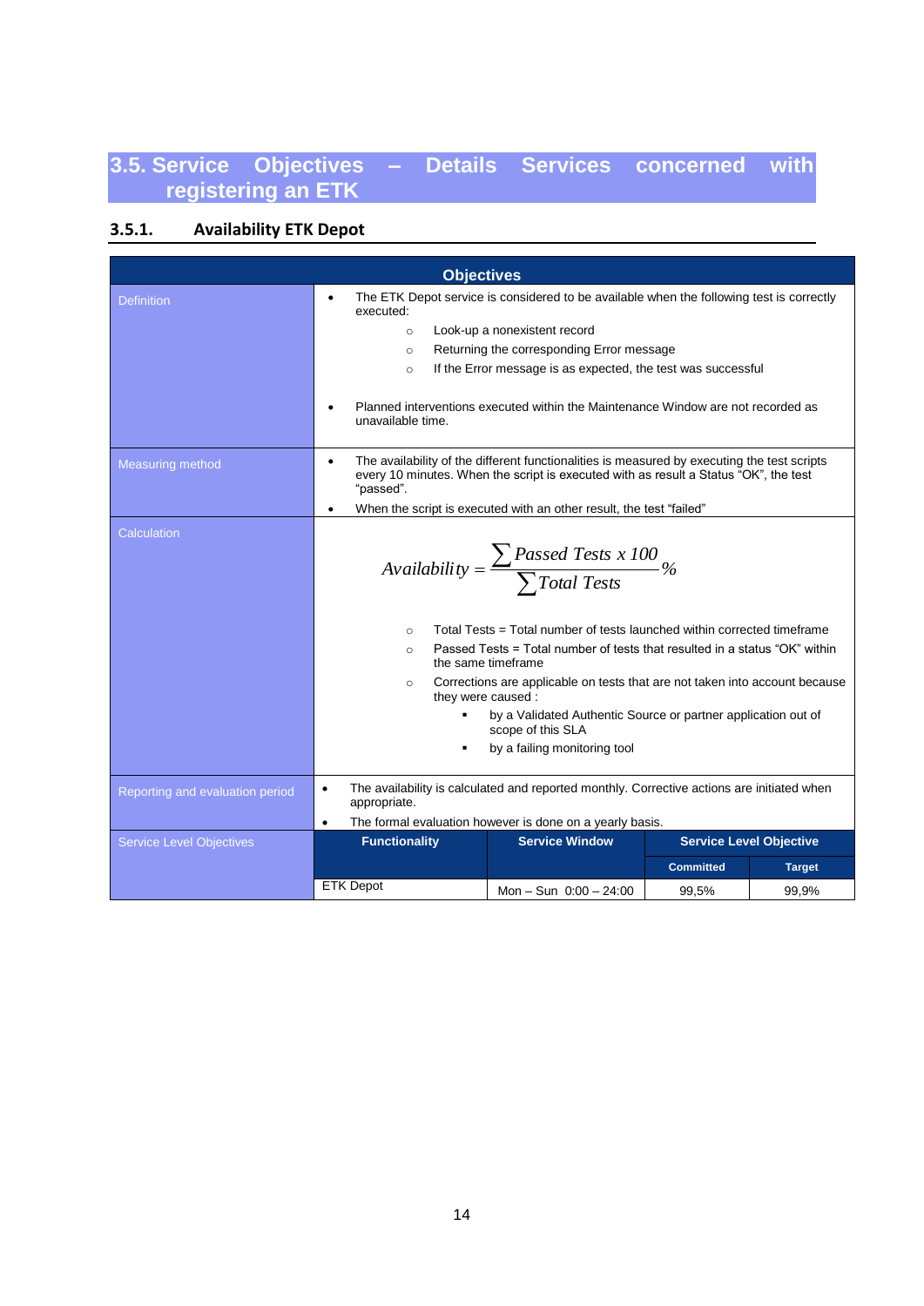## 3.5. Service Objectives – Details Services concerned with registering an ETK

### 3.5.1. Availability ETK Depot

| Objectives | | | | |
|---|---|---|---|---|
| Definition | • The ETK Depot service is considered to be available when the following test is correctly executed:<br>  ○ Look-up a nonexistent record<br>  ○ Returning the corresponding Error message<br>  ○ If the Error message is as expected, the test was successful<br>• Planned interventions executed within the Maintenance Window are not recorded as unavailable time. | | | |
| Measuring method | • The availability of the different functionalities is measured by executing the test scripts every 10 minutes. When the script is executed with as result a Status "OK", the test "passed".<br>• When the script is executed with an other result, the test "failed" | | | |
| Calculation | $$Availability = \frac{\sum Passed\ Tests\ x\ 100}{\sum Total\ Tests} \%$$<br>  ○ Total Tests = Total number of tests launched within corrected timeframe<br>  ○ Passed Tests = Total number of tests that resulted in a status "OK" within the same timeframe<br>  ○ Corrections are applicable on tests that are not taken into account because they were caused :<br>    ▪ by a Validated Authentic Source or partner application out of scope of this SLA<br>    ▪ by a failing monitoring tool | | | |
| Reporting and evaluation period | • The availability is calculated and reported monthly. Corrective actions are initiated when appropriate.<br>• The formal evaluation however is done on a yearly basis. | | | |
| Service Level Objectives | **Functionality** | **Service Window** | **Service Level Objective** | |
| | | | **Committed** | **Target** |
| | ETK Depot | Mon – Sun 0:00 – 24:00 | 99,5% | 99,9% |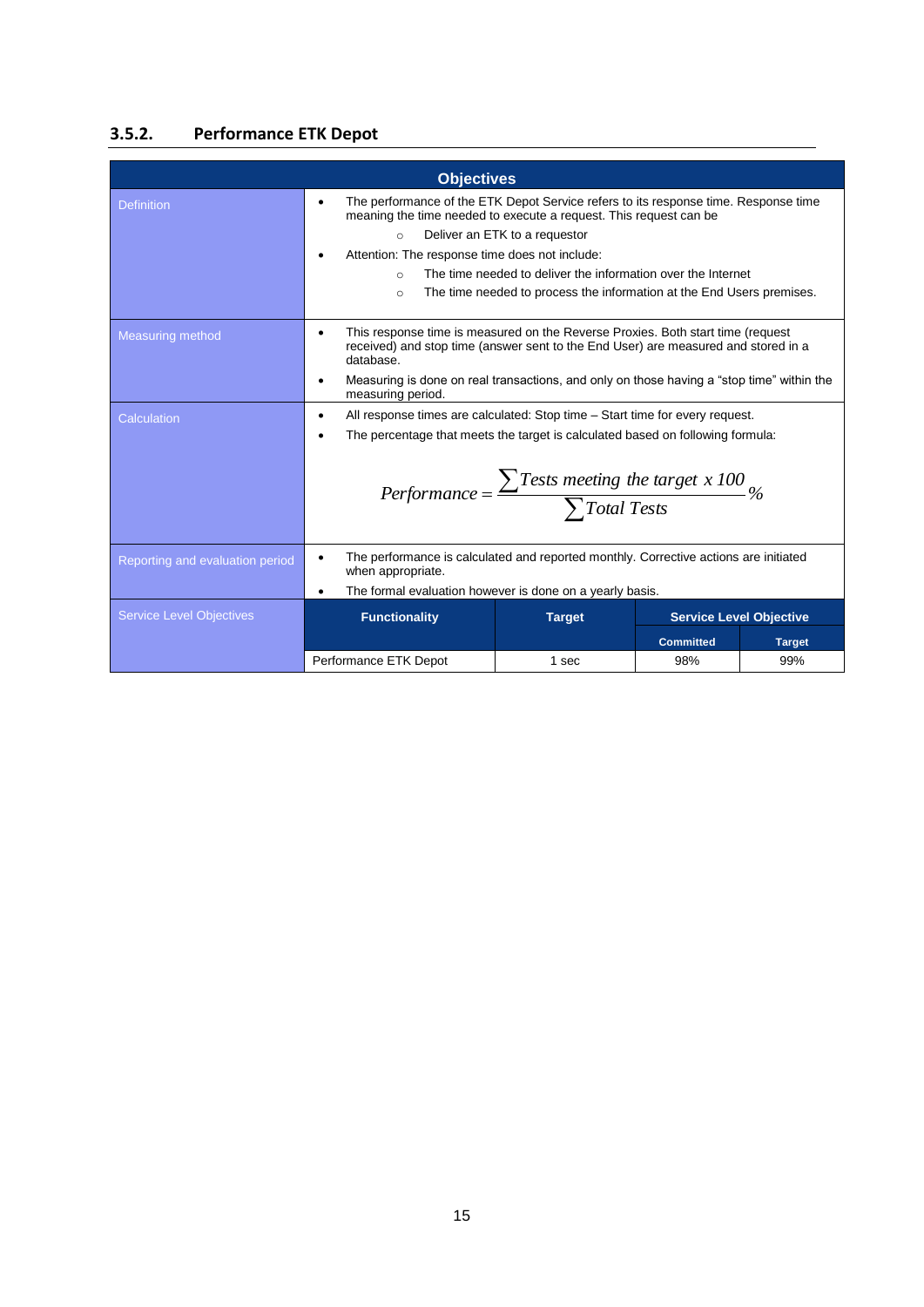### 3.5.2. Performance ETK Depot

**Objectives**

**Definition**

- The performance of the ETK Depot Service refers to its response time. Response time meaning the time needed to execute a request. This request can be
    - Deliver an ETK to a requestor
- Attention: The response time does not include:
    - The time needed to deliver the information over the Internet
    - The time needed to process the information at the End Users premises.

**Measuring method**

- This response time is measured on the Reverse Proxies. Both start time (request received) and stop time (answer sent to the End User) are measured and stored in a database.
- Measuring is done on real transactions, and only on those having a "stop time" within the measuring period.

**Calculation**

- All response times are calculated: Stop time – Start time for every request.
- The percentage that meets the target is calculated based on following formula:

$$Performance = \frac{\sum Tests\ meeting\ the\ target\ x\ 100}{\sum Total\ Tests}\%$$

**Reporting and evaluation period**

- The performance is calculated and reported monthly. Corrective actions are initiated when appropriate.
- The formal evaluation however is done on a yearly basis.

**Service Level Objectives**

| Functionality | Target | Service Level Objective | |
|---|---|---|---|
| | | Committed | Target |
| Performance ETK Depot | 1 sec | 98% | 99% |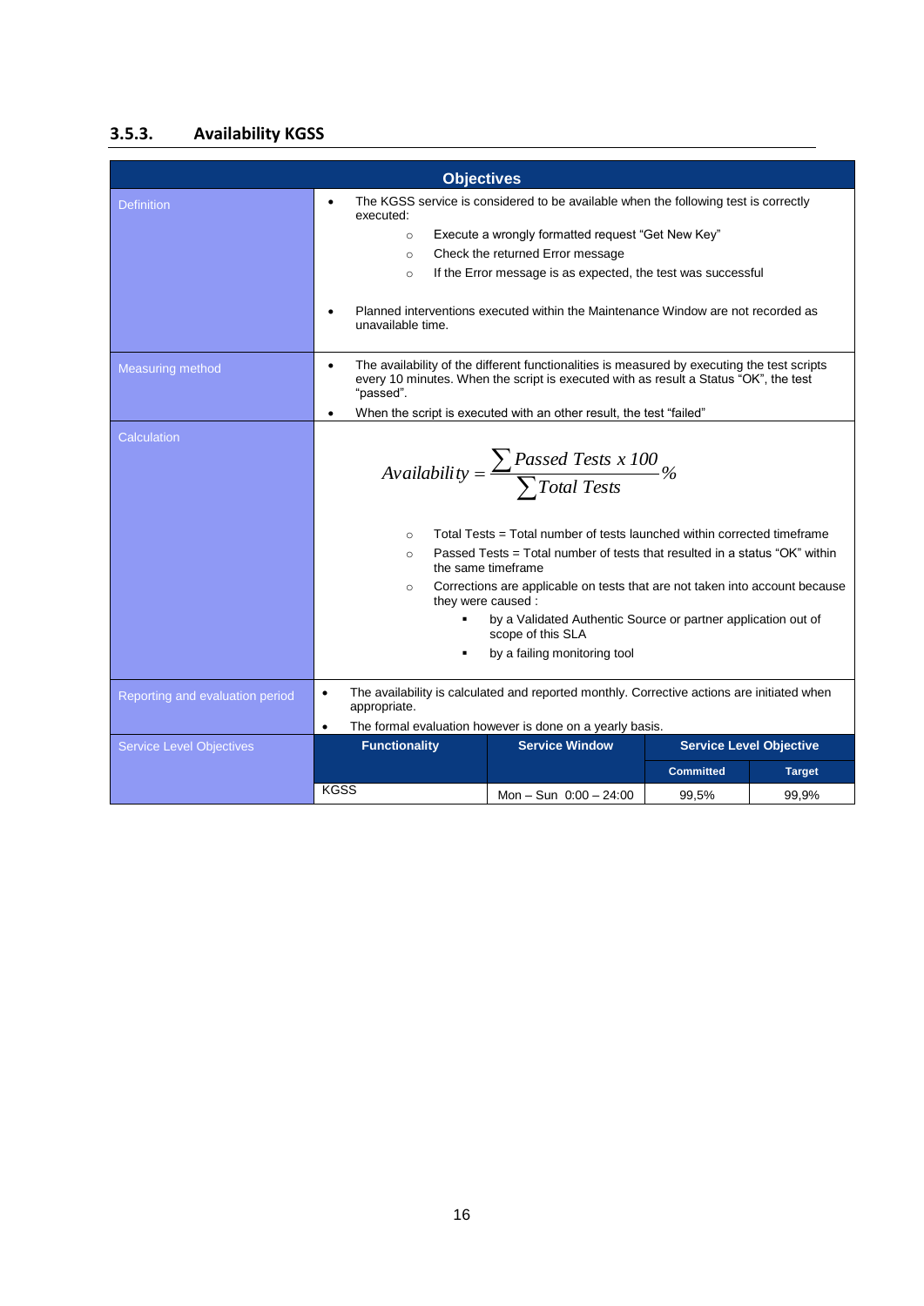### 3.5.3. Availability KGSS

| Objectives | |
|---|---|
| Definition | • The KGSS service is considered to be available when the following test is correctly executed:<br>  ○ Execute a wrongly formatted request "Get New Key"<br>  ○ Check the returned Error message<br>  ○ If the Error message is as expected, the test was successful<br><br>• Planned interventions executed within the Maintenance Window are not recorded as unavailable time. |
| Measuring method | • The availability of the different functionalities is measured by executing the test scripts every 10 minutes. When the script is executed with as result a Status "OK", the test "passed".<br>• When the script is executed with an other result, the test "failed" |
| Calculation | $$Availability = \frac{\sum Passed\ Tests\ x\ 100}{\sum Total\ Tests}\%$$<br>  ○ Total Tests = Total number of tests launched within corrected timeframe<br>  ○ Passed Tests = Total number of tests that resulted in a status "OK" within the same timeframe<br>  ○ Corrections are applicable on tests that are not taken into account because they were caused :<br>    ▪ by a Validated Authentic Source or partner application out of scope of this SLA<br>    ▪ by a failing monitoring tool |
| Reporting and evaluation period | • The availability is calculated and reported monthly. Corrective actions are initiated when appropriate.<br>• The formal evaluation however is done on a yearly basis. |

| Service Level Objectives | Functionality | Service Window | Service Level Objective | |
|---|---|---|---|---|
| | | | Committed | Target |
| | KGSS | Mon – Sun 0:00 – 24:00 | 99,5% | 99,9% |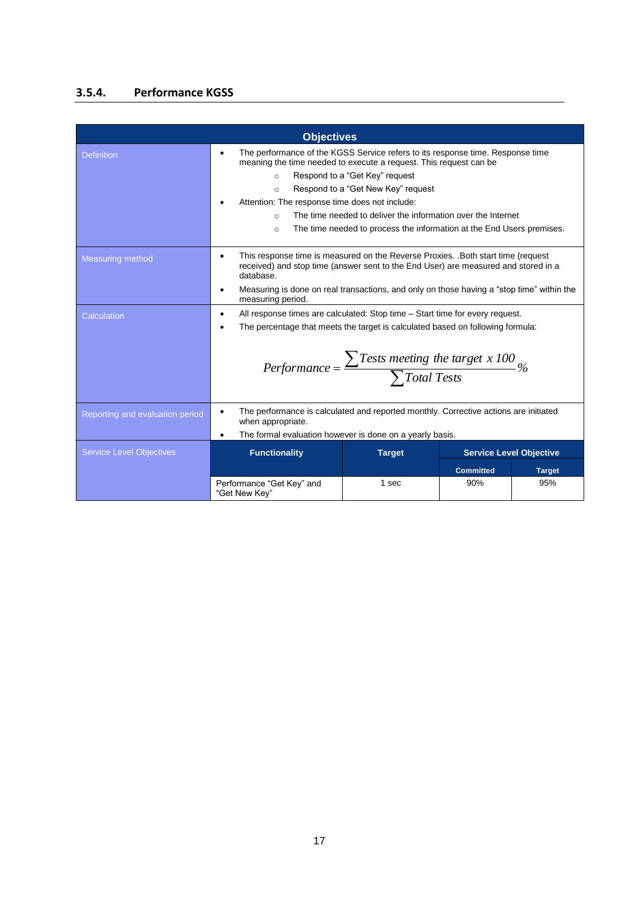### 3.5.4. Performance KGSS

| Objectives | |
|---|---|
| Definition | • The performance of the KGSS Service refers to its response time. Response time meaning the time needed to execute a request. This request can be<br>  ○ Respond to a “Get Key” request<br>  ○ Respond to a “Get New Key” request<br>• Attention: The response time does not include:<br>  ○ The time needed to deliver the information over the Internet<br>  ○ The time needed to process the information at the End Users premises. |
| Measuring method | • This response time is measured on the Reverse Proxies. .Both start time (request received) and stop time (answer sent to the End User) are measured and stored in a database.<br>• Measuring is done on real transactions, and only on those having a “stop time” within the measuring period. |
| Calculation | • All response times are calculated: Stop time – Start time for every request.<br>• The percentage that meets the target is calculated based on following formula:<br>$$Performance = \frac{\sum Tests\ meeting\ the\ target\ x\ 100}{\sum Total\ Tests}\%$$ |
| Reporting and evaluation period | • The performance is calculated and reported monthly. Corrective actions are initiated when appropriate.<br>• The formal evaluation however is done on a yearly basis. |

**Service Level Objectives**

| Functionality | Target | Service Level Objective | |
|---|---|---|---|
| | | Committed | Target |
| Performance “Get Key” and “Get New Key” | 1 sec | 90% | 95% |